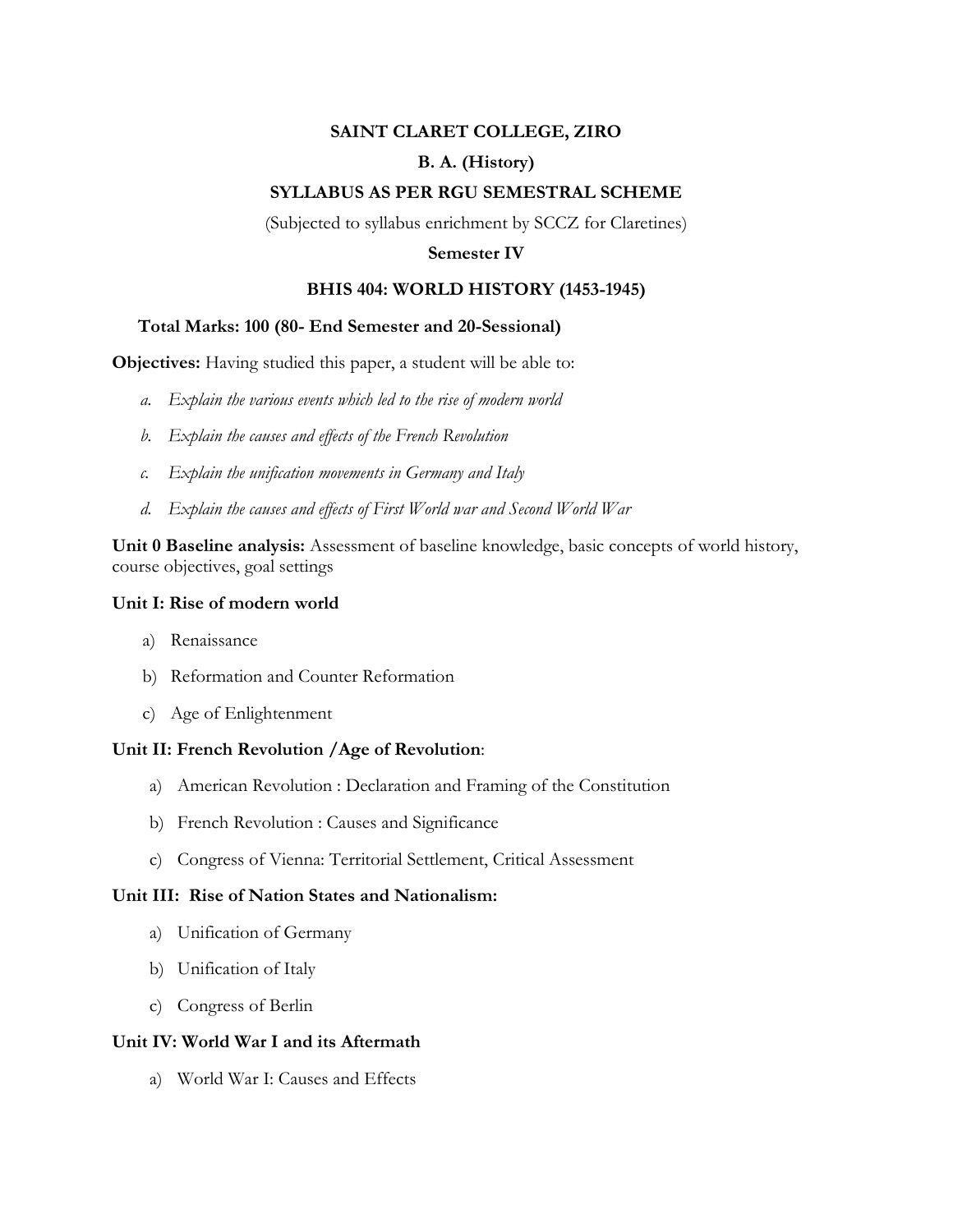# SAINT CLARET COLLEGE, ZIRO

## B. A. (History)

## SYLLABUS AS PER RGU SEMESTRAL SCHEME

(Subjected to syllabus enrichment by SCCZ for Claretines)

### Semester IV

### BHIS 404: WORLD HISTORY (1453-1945)

**Total Marks: 100 (80- End Semester and 20-Sessional)**

**Objectives:** Having studied this paper, a student will be able to:

- a. *Explain the various events which led to the rise of modern world*
- b. *Explain the causes and effects of the French Revolution*
- c. *Explain the unification movements in Germany and Italy*
- d. *Explain the causes and effects of First World war and Second World War*

**Unit 0 Baseline analysis:** Assessment of baseline knowledge, basic concepts of world history, course objectives, goal settings

**Unit I: Rise of modern world**

- a) Renaissance
- b) Reformation and Counter Reformation
- c) Age of Enlightenment

**Unit II: French Revolution /Age of Revolution**:

- a) American Revolution : Declaration and Framing of the Constitution
- b) French Revolution : Causes and Significance
- c) Congress of Vienna: Territorial Settlement, Critical Assessment

**Unit III: Rise of Nation States and Nationalism:**

- a) Unification of Germany
- b) Unification of Italy
- c) Congress of Berlin

**Unit IV: World War I and its Aftermath**

- a) World War I: Causes and Effects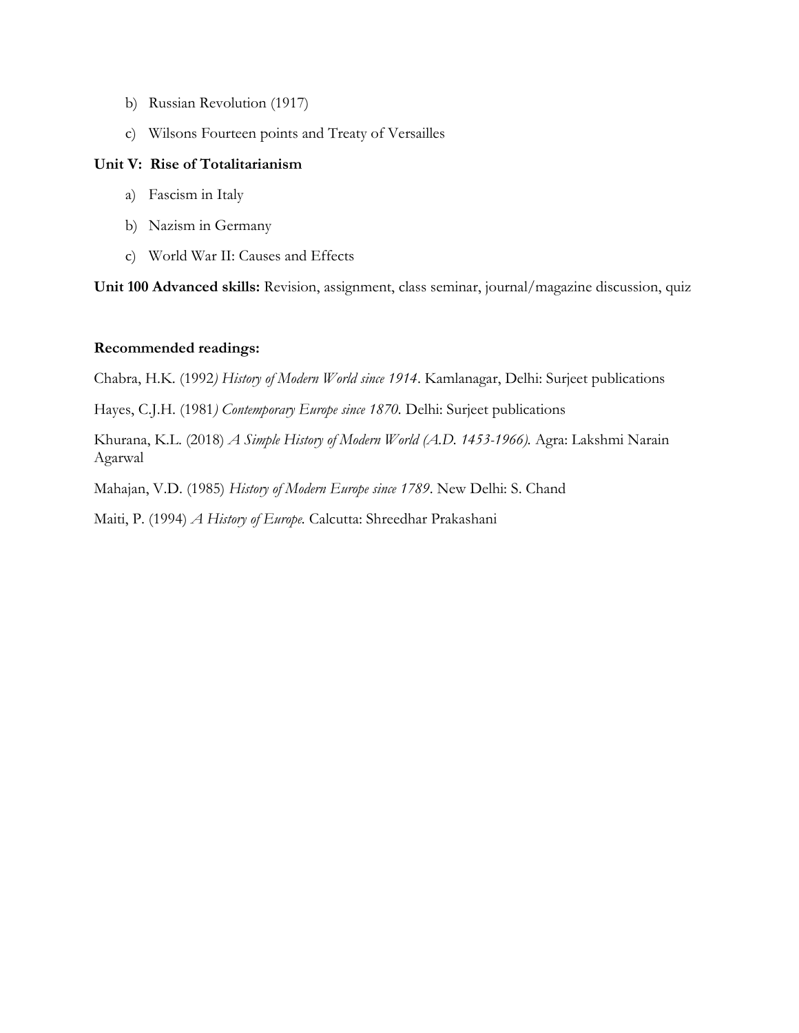b) Russian Revolution (1917)

c) Wilsons Fourteen points and Treaty of Versailles

**Unit V: Rise of Totalitarianism**

a) Fascism in Italy

b) Nazism in Germany

c) World War II: Causes and Effects

**Unit 100 Advanced skills:** Revision, assignment, class seminar, journal/magazine discussion, quiz

**Recommended readings:**

Chabra, H.K. (1992*) History of Modern World since 1914*. Kamlanagar, Delhi: Surjeet publications

Hayes, C.J.H. (1981*) Contemporary Europe since 1870.* Delhi: Surjeet publications

Khurana, K.L. (2018) *A Simple History of Modern World (A.D. 1453-1966).* Agra: Lakshmi Narain Agarwal

Mahajan, V.D. (1985) *History of Modern Europe since 1789*. New Delhi: S. Chand

Maiti, P. (1994) *A History of Europe.* Calcutta: Shreedhar Prakashani